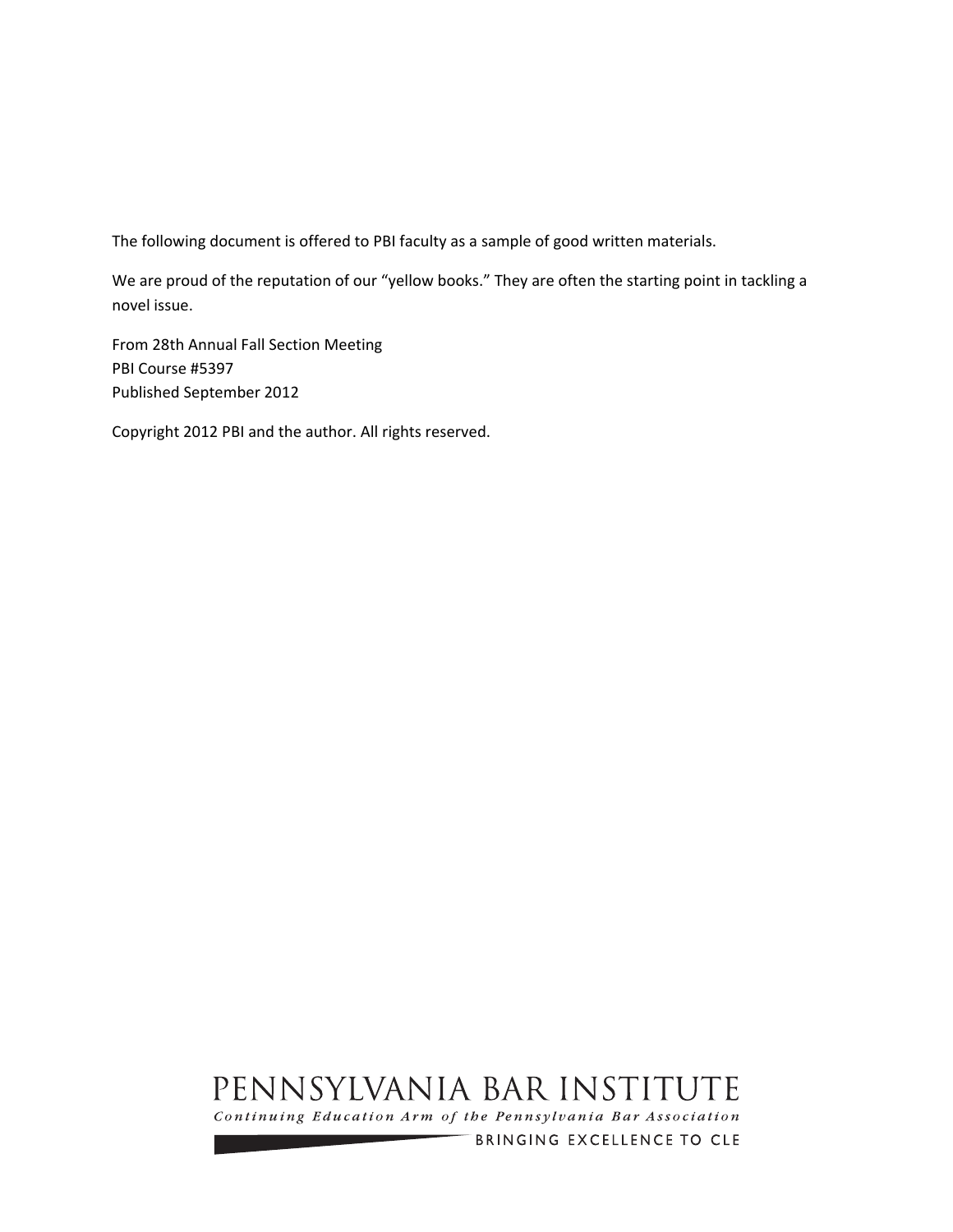The following document is offered to PBI faculty as a sample of good written materials.

We are proud of the reputation of our “yellow books.” They are often the starting point in tackling a novel issue.

From 28th Annual Fall Section Meeting
PBI Course #5397
Published September 2012

Copyright 2012 PBI and the author. All rights reserved.

PENNSYLVANIA BAR INSTITUTE

*Continuing Education Arm of the Pennsylvania Bar Association*

BRINGING EXCELLENCE TO CLE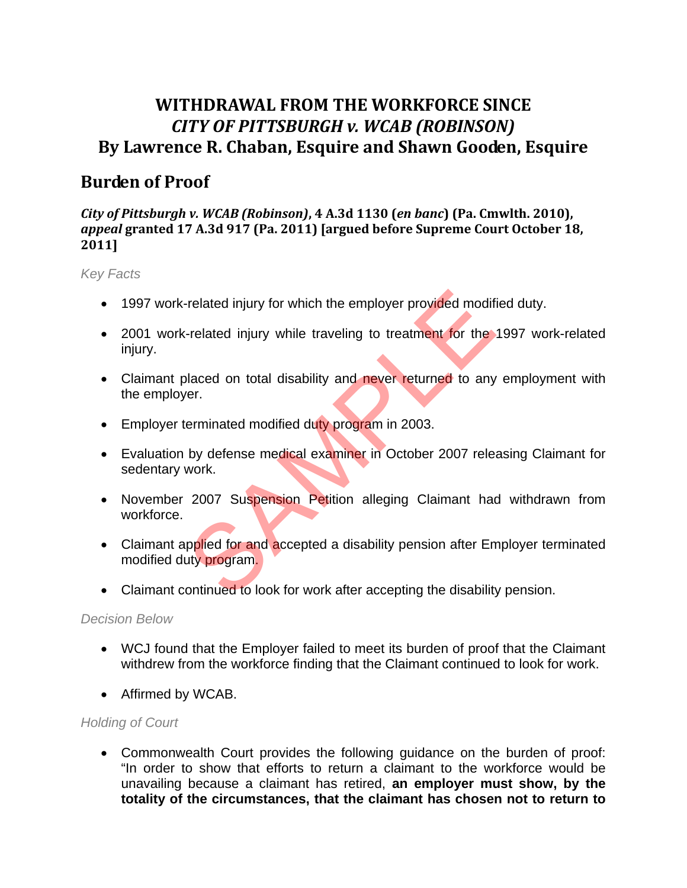# WITHDRAWAL FROM THE WORKFORCE SINCE *CITY OF PITTSBURGH v. WCAB (ROBINSON)*
# By Lawrence R. Chaban, Esquire and Shawn Gooden, Esquire

## Burden of Proof

***City of Pittsburgh v. WCAB (Robinson)*, 4 A.3d 1130 (*en banc*) (Pa. Cmwlth. 2010), *appeal* granted 17 A.3d 917 (Pa. 2011) [argued before Supreme Court October 18, 2011]**

*Key Facts*

- 1997 work-related injury for which the employer provided modified duty.
- 2001 work-related injury while traveling to treatment for the 1997 work-related injury.
- Claimant placed on total disability and never returned to any employment with the employer.
- Employer terminated modified duty program in 2003.
- Evaluation by defense medical examiner in October 2007 releasing Claimant for sedentary work.
- November 2007 Suspension Petition alleging Claimant had withdrawn from workforce.
- Claimant applied for and accepted a disability pension after Employer terminated modified duty program.
- Claimant continued to look for work after accepting the disability pension.

*Decision Below*

- WCJ found that the Employer failed to meet its burden of proof that the Claimant withdrew from the workforce finding that the Claimant continued to look for work.
- Affirmed by WCAB.

*Holding of Court*

- Commonwealth Court provides the following guidance on the burden of proof: "In order to show that efforts to return a claimant to the workforce would be unavailing because a claimant has retired, **an employer must show, by the totality of the circumstances, that the claimant has chosen not to return to**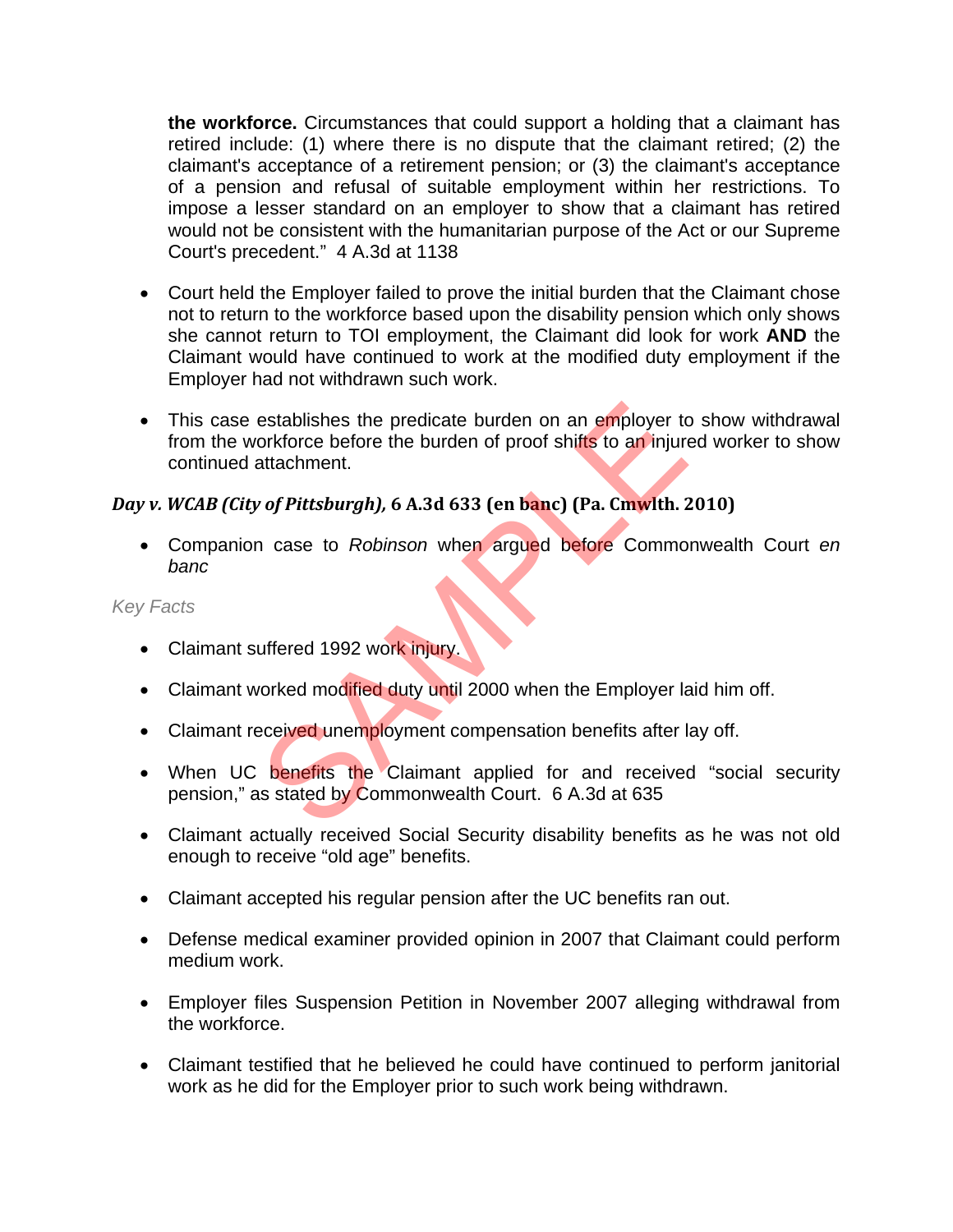**the workforce.** Circumstances that could support a holding that a claimant has retired include: (1) where there is no dispute that the claimant retired; (2) the claimant's acceptance of a retirement pension; or (3) the claimant's acceptance of a pension and refusal of suitable employment within her restrictions. To impose a lesser standard on an employer to show that a claimant has retired would not be consistent with the humanitarian purpose of the Act or our Supreme Court's precedent." 4 A.3d at 1138

- Court held the Employer failed to prove the initial burden that the Claimant chose not to return to the workforce based upon the disability pension which only shows she cannot return to TOI employment, the Claimant did look for work **AND** the Claimant would have continued to work at the modified duty employment if the Employer had not withdrawn such work.

- This case establishes the predicate burden on an employer to show withdrawal from the workforce before the burden of proof shifts to an injured worker to show continued attachment.

### *Day v. WCAB (City of Pittsburgh),* 6 A.3d 633 (en banc) (Pa. Cmwlth. 2010)

- Companion case to *Robinson* when argued before Commonwealth Court *en banc*

*Key Facts*

- Claimant suffered 1992 work injury.

- Claimant worked modified duty until 2000 when the Employer laid him off.

- Claimant received unemployment compensation benefits after lay off.

- When UC benefits the Claimant applied for and received "social security pension," as stated by Commonwealth Court. 6 A.3d at 635

- Claimant actually received Social Security disability benefits as he was not old enough to receive "old age" benefits.

- Claimant accepted his regular pension after the UC benefits ran out.

- Defense medical examiner provided opinion in 2007 that Claimant could perform medium work.

- Employer files Suspension Petition in November 2007 alleging withdrawal from the workforce.

- Claimant testified that he believed he could have continued to perform janitorial work as he did for the Employer prior to such work being withdrawn.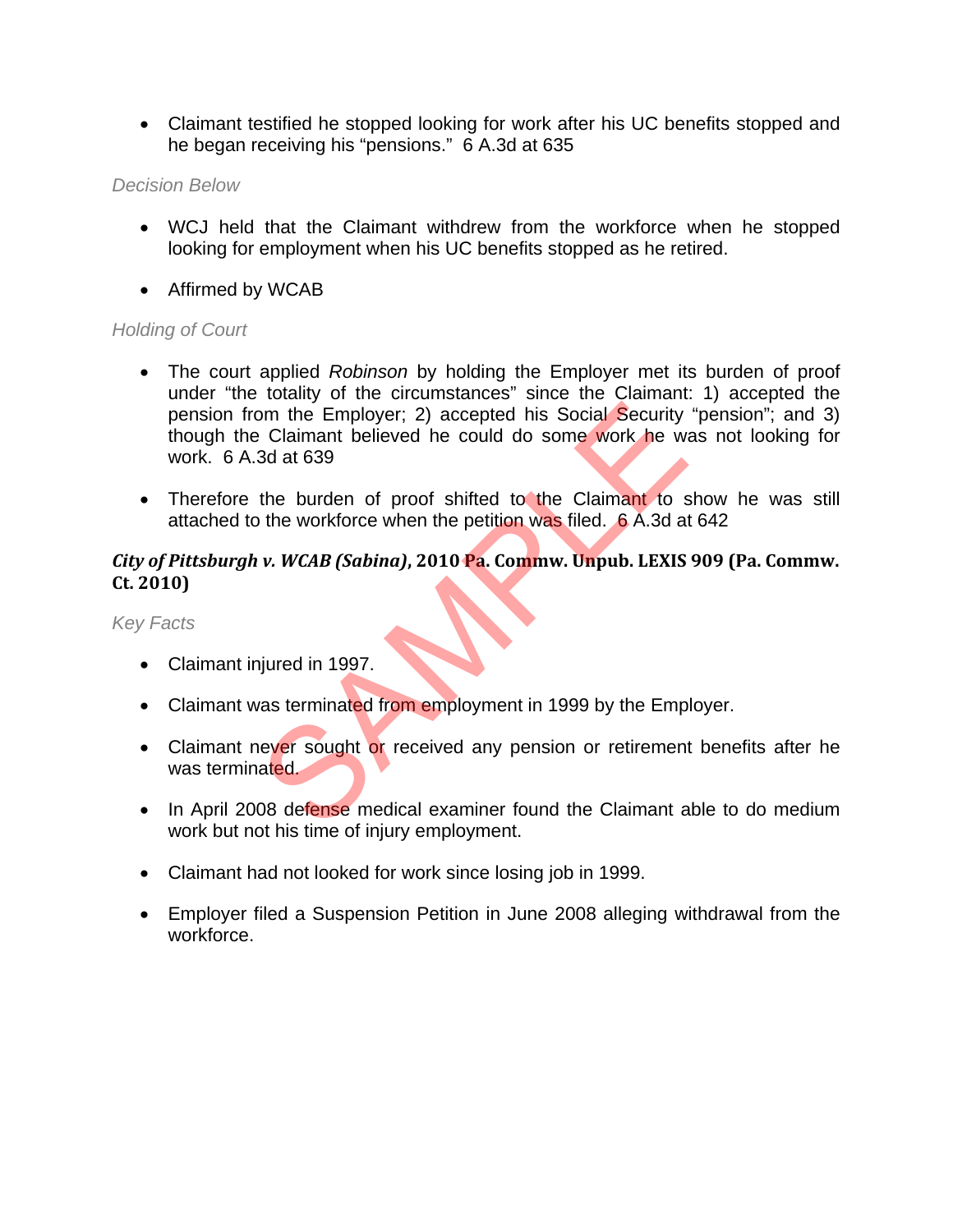- Claimant testified he stopped looking for work after his UC benefits stopped and he began receiving his "pensions." 6 A.3d at 635

*Decision Below*

- WCJ held that the Claimant withdrew from the workforce when he stopped looking for employment when his UC benefits stopped as he retired.

- Affirmed by WCAB

*Holding of Court*

- The court applied *Robinson* by holding the Employer met its burden of proof under "the totality of the circumstances" since the Claimant: 1) accepted the pension from the Employer; 2) accepted his Social Security "pension"; and 3) though the Claimant believed he could do some work he was not looking for work. 6 A.3d at 639

- Therefore the burden of proof shifted to the Claimant to show he was still attached to the workforce when the petition was filed. 6 A.3d at 642

### ***City of Pittsburgh v. WCAB (Sabina)*, 2010 Pa. Commw. Unpub. LEXIS 909 (Pa. Commw. Ct. 2010)**

*Key Facts*

- Claimant injured in 1997.

- Claimant was terminated from employment in 1999 by the Employer.

- Claimant never sought or received any pension or retirement benefits after he was terminated.

- In April 2008 defense medical examiner found the Claimant able to do medium work but not his time of injury employment.

- Claimant had not looked for work since losing job in 1999.

- Employer filed a Suspension Petition in June 2008 alleging withdrawal from the workforce.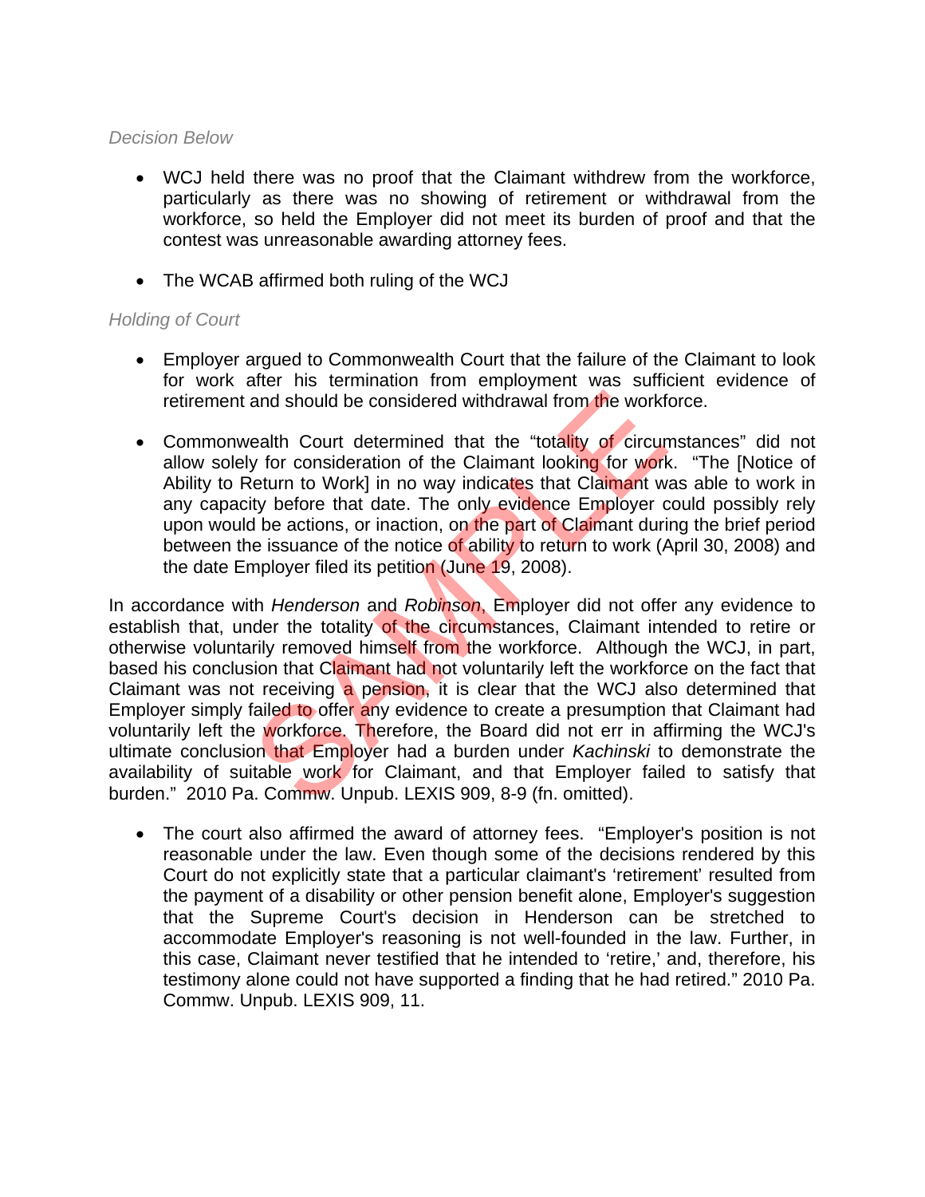*Decision Below*

- WCJ held there was no proof that the Claimant withdrew from the workforce, particularly as there was no showing of retirement or withdrawal from the workforce, so held the Employer did not meet its burden of proof and that the contest was unreasonable awarding attorney fees.

- The WCAB affirmed both ruling of the WCJ

*Holding of Court*

- Employer argued to Commonwealth Court that the failure of the Claimant to look for work after his termination from employment was sufficient evidence of retirement and should be considered withdrawal from the workforce.

- Commonwealth Court determined that the "totality of circumstances" did not allow solely for consideration of the Claimant looking for work. "The [Notice of Ability to Return to Work] in no way indicates that Claimant was able to work in any capacity before that date. The only evidence Employer could possibly rely upon would be actions, or inaction, on the part of Claimant during the brief period between the issuance of the notice of ability to return to work (April 30, 2008) and the date Employer filed its petition (June 19, 2008).

In accordance with *Henderson* and *Robinson*, Employer did not offer any evidence to establish that, under the totality of the circumstances, Claimant intended to retire or otherwise voluntarily removed himself from the workforce. Although the WCJ, in part, based his conclusion that Claimant had not voluntarily left the workforce on the fact that Claimant was not receiving a pension, it is clear that the WCJ also determined that Employer simply failed to offer any evidence to create a presumption that Claimant had voluntarily left the workforce. Therefore, the Board did not err in affirming the WCJ's ultimate conclusion that Employer had a burden under *Kachinski* to demonstrate the availability of suitable work for Claimant, and that Employer failed to satisfy that burden." 2010 Pa. Commw. Unpub. LEXIS 909, 8-9 (fn. omitted).

- The court also affirmed the award of attorney fees. "Employer's position is not reasonable under the law. Even though some of the decisions rendered by this Court do not explicitly state that a particular claimant's 'retirement' resulted from the payment of a disability or other pension benefit alone, Employer's suggestion that the Supreme Court's decision in Henderson can be stretched to accommodate Employer's reasoning is not well-founded in the law. Further, in this case, Claimant never testified that he intended to 'retire,' and, therefore, his testimony alone could not have supported a finding that he had retired." 2010 Pa. Commw. Unpub. LEXIS 909, 11.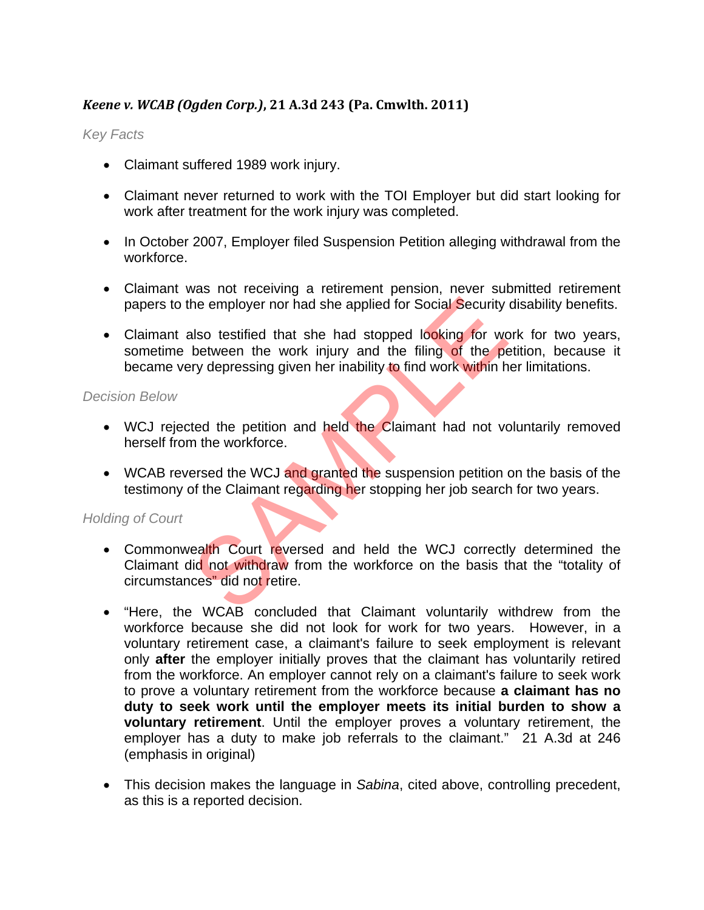***Keene v. WCAB (Ogden Corp.),* 21 A.3d 243 (Pa. Cmwlth. 2011)**

*Key Facts*

- Claimant suffered 1989 work injury.
- Claimant never returned to work with the TOI Employer but did start looking for work after treatment for the work injury was completed.
- In October 2007, Employer filed Suspension Petition alleging withdrawal from the workforce.
- Claimant was not receiving a retirement pension, never submitted retirement papers to the employer nor had she applied for Social Security disability benefits.
- Claimant also testified that she had stopped looking for work for two years, sometime between the work injury and the filing of the petition, because it became very depressing given her inability to find work within her limitations.

*Decision Below*

- WCJ rejected the petition and held the Claimant had not voluntarily removed herself from the workforce.
- WCAB reversed the WCJ and granted the suspension petition on the basis of the testimony of the Claimant regarding her stopping her job search for two years.

*Holding of Court*

- Commonwealth Court reversed and held the WCJ correctly determined the Claimant did not withdraw from the workforce on the basis that the "totality of circumstances" did not retire.
- "Here, the WCAB concluded that Claimant voluntarily withdrew from the workforce because she did not look for work for two years. However, in a voluntary retirement case, a claimant's failure to seek employment is relevant only **after** the employer initially proves that the claimant has voluntarily retired from the workforce. An employer cannot rely on a claimant's failure to seek work to prove a voluntary retirement from the workforce because **a claimant has no duty to seek work until the employer meets its initial burden to show a voluntary retirement**. Until the employer proves a voluntary retirement, the employer has a duty to make job referrals to the claimant." 21 A.3d at 246 (emphasis in original)
- This decision makes the language in *Sabina*, cited above, controlling precedent, as this is a reported decision.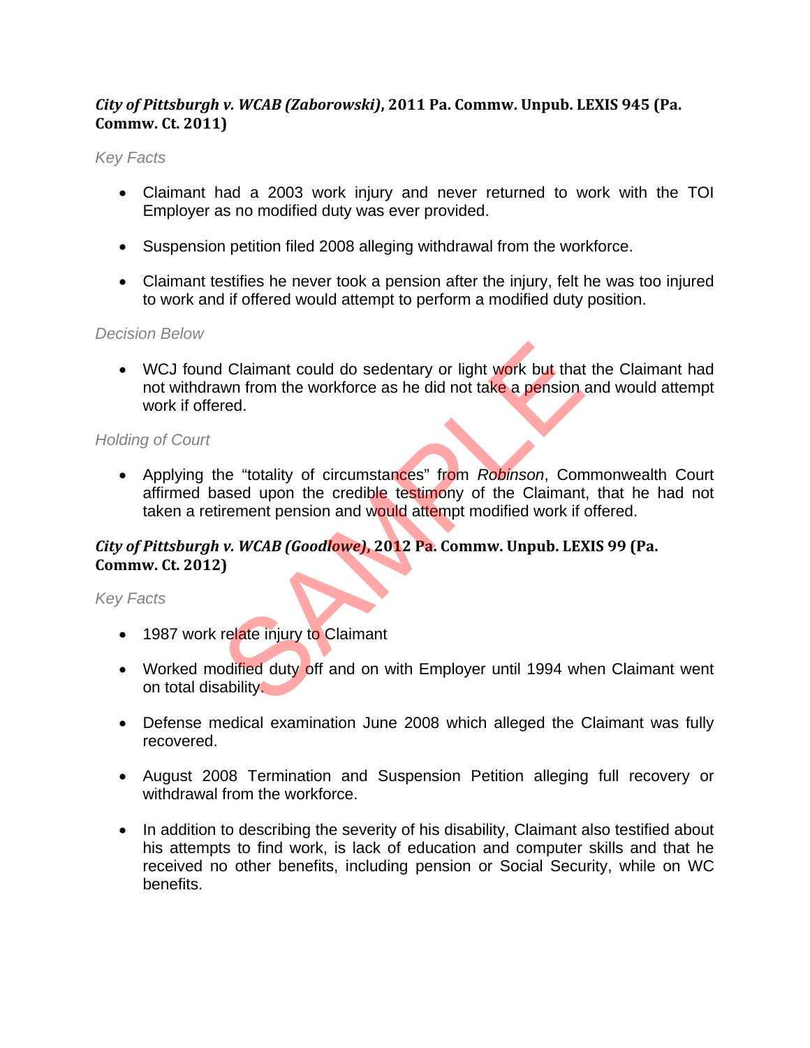***City of Pittsburgh v. WCAB (Zaborowski)*, 2011 Pa. Commw. Unpub. LEXIS 945 (Pa. Commw. Ct. 2011)**

*Key Facts*

- Claimant had a 2003 work injury and never returned to work with the TOI Employer as no modified duty was ever provided.
- Suspension petition filed 2008 alleging withdrawal from the workforce.
- Claimant testifies he never took a pension after the injury, felt he was too injured to work and if offered would attempt to perform a modified duty position.

*Decision Below*

- WCJ found Claimant could do sedentary or light work but that the Claimant had not withdrawn from the workforce as he did not take a pension and would attempt work if offered.

*Holding of Court*

- Applying the "totality of circumstances" from *Robinson*, Commonwealth Court affirmed based upon the credible testimony of the Claimant, that he had not taken a retirement pension and would attempt modified work if offered.

***City of Pittsburgh v. WCAB (Goodlowe)*, 2012 Pa. Commw. Unpub. LEXIS 99 (Pa. Commw. Ct. 2012)**

*Key Facts*

- 1987 work relate injury to Claimant
- Worked modified duty off and on with Employer until 1994 when Claimant went on total disability.
- Defense medical examination June 2008 which alleged the Claimant was fully recovered.
- August 2008 Termination and Suspension Petition alleging full recovery or withdrawal from the workforce.
- In addition to describing the severity of his disability, Claimant also testified about his attempts to find work, is lack of education and computer skills and that he received no other benefits, including pension or Social Security, while on WC benefits.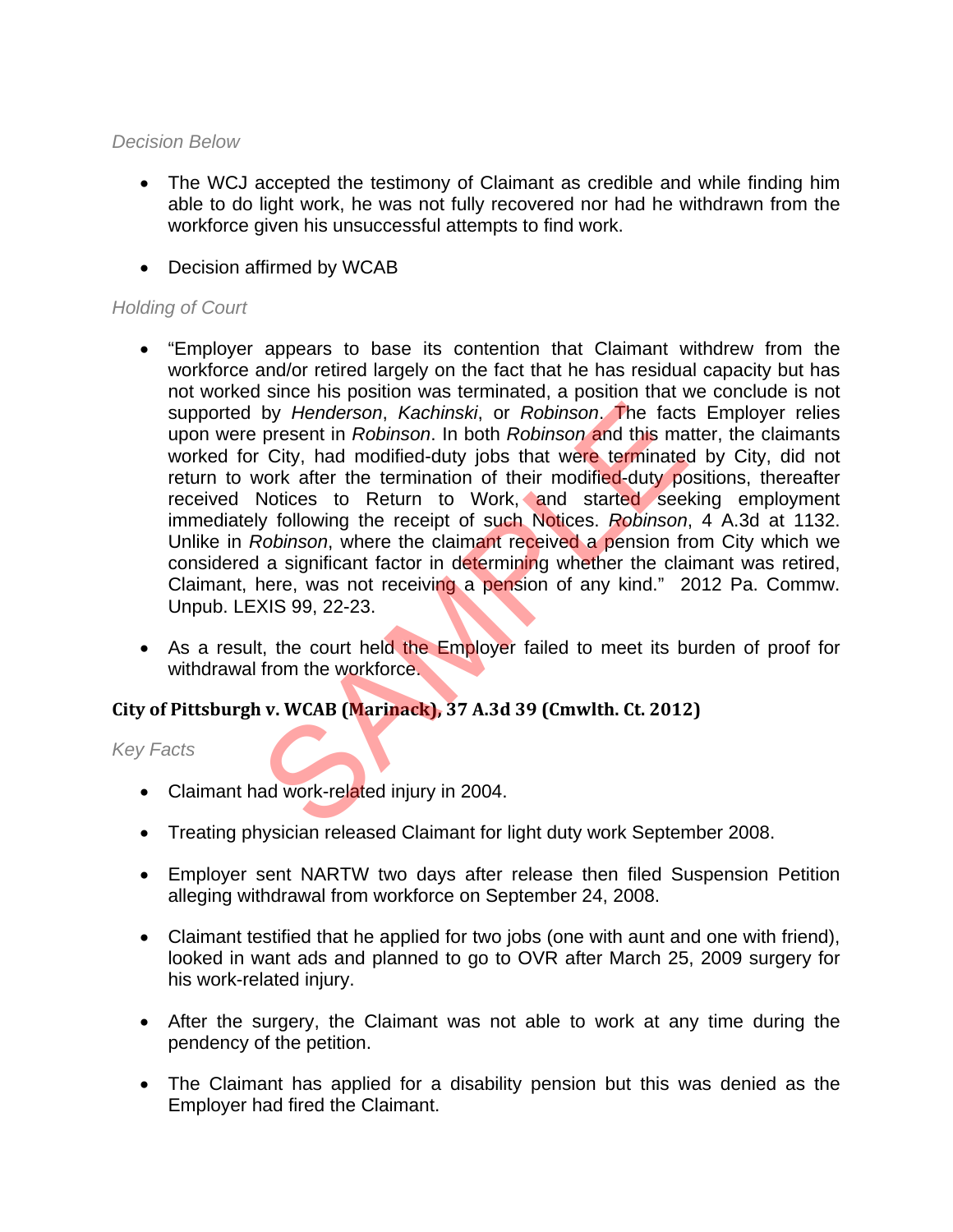*Decision Below*

- The WCJ accepted the testimony of Claimant as credible and while finding him able to do light work, he was not fully recovered nor had he withdrawn from the workforce given his unsuccessful attempts to find work.

- Decision affirmed by WCAB

*Holding of Court*

- "Employer appears to base its contention that Claimant withdrew from the workforce and/or retired largely on the fact that he has residual capacity but has not worked since his position was terminated, a position that we conclude is not supported by *Henderson*, *Kachinski*, or *Robinson*. The facts Employer relies upon were present in *Robinson*. In both *Robinson* and this matter, the claimants worked for City, had modified-duty jobs that were terminated by City, did not return to work after the termination of their modified-duty positions, thereafter received Notices to Return to Work, and started seeking employment immediately following the receipt of such Notices. *Robinson*, 4 A.3d at 1132. Unlike in *Robinson*, where the claimant received a pension from City which we considered a significant factor in determining whether the claimant was retired, Claimant, here, was not receiving a pension of any kind." 2012 Pa. Commw. Unpub. LEXIS 99, 22-23.

- As a result, the court held the Employer failed to meet its burden of proof for withdrawal from the workforce.

**City of Pittsburgh v. WCAB (Marinack), 37 A.3d 39 (Cmwlth. Ct. 2012)**

*Key Facts*

- Claimant had work-related injury in 2004.

- Treating physician released Claimant for light duty work September 2008.

- Employer sent NARTW two days after release then filed Suspension Petition alleging withdrawal from workforce on September 24, 2008.

- Claimant testified that he applied for two jobs (one with aunt and one with friend), looked in want ads and planned to go to OVR after March 25, 2009 surgery for his work-related injury.

- After the surgery, the Claimant was not able to work at any time during the pendency of the petition.

- The Claimant has applied for a disability pension but this was denied as the Employer had fired the Claimant.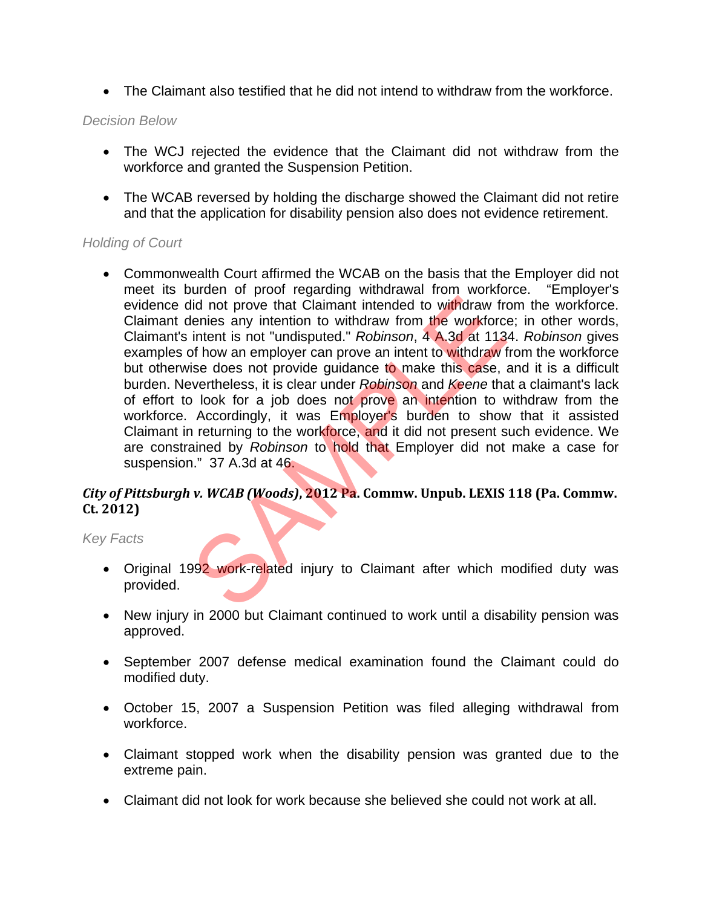- The Claimant also testified that he did not intend to withdraw from the workforce.

*Decision Below*

- The WCJ rejected the evidence that the Claimant did not withdraw from the workforce and granted the Suspension Petition.

- The WCAB reversed by holding the discharge showed the Claimant did not retire and that the application for disability pension also does not evidence retirement.

*Holding of Court*

- Commonwealth Court affirmed the WCAB on the basis that the Employer did not meet its burden of proof regarding withdrawal from workforce. "Employer's evidence did not prove that Claimant intended to withdraw from the workforce. Claimant denies any intention to withdraw from the workforce; in other words, Claimant's intent is not "undisputed." *Robinson*, 4 A.3d at 1134. *Robinson* gives examples of how an employer can prove an intent to withdraw from the workforce but otherwise does not provide guidance to make this case, and it is a difficult burden. Nevertheless, it is clear under *Robinson* and *Keene* that a claimant's lack of effort to look for a job does not prove an intention to withdraw from the workforce. Accordingly, it was Employer's burden to show that it assisted Claimant in returning to the workforce, and it did not present such evidence. We are constrained by *Robinson* to hold that Employer did not make a case for suspension." 37 A.3d at 46.

***City of Pittsburgh v. WCAB (Woods)*, 2012 Pa. Commw. Unpub. LEXIS 118 (Pa. Commw. Ct. 2012)**

*Key Facts*

- Original 1992 work-related injury to Claimant after which modified duty was provided.

- New injury in 2000 but Claimant continued to work until a disability pension was approved.

- September 2007 defense medical examination found the Claimant could do modified duty.

- October 15, 2007 a Suspension Petition was filed alleging withdrawal from workforce.

- Claimant stopped work when the disability pension was granted due to the extreme pain.

- Claimant did not look for work because she believed she could not work at all.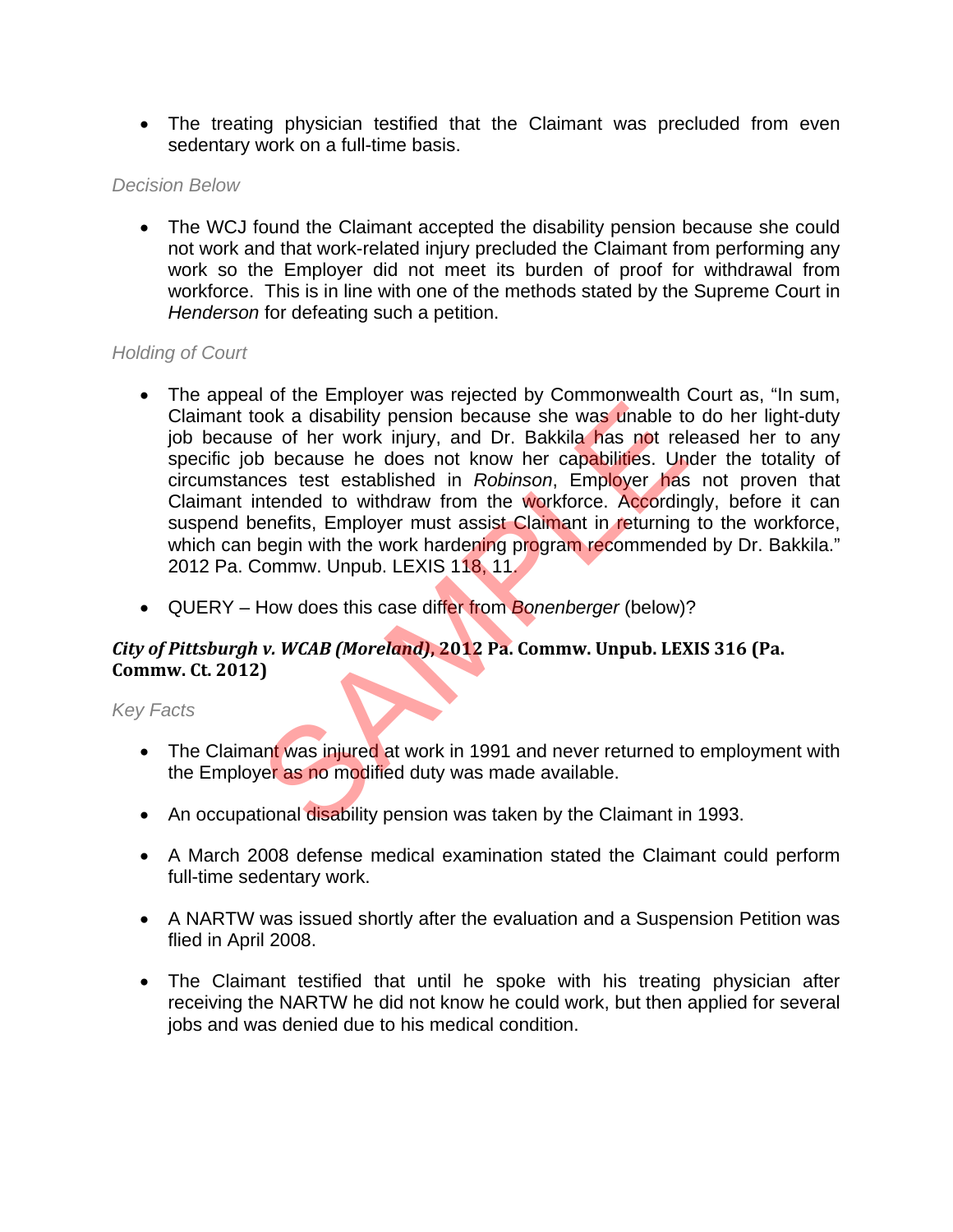- The treating physician testified that the Claimant was precluded from even sedentary work on a full-time basis.

*Decision Below*

- The WCJ found the Claimant accepted the disability pension because she could not work and that work-related injury precluded the Claimant from performing any work so the Employer did not meet its burden of proof for withdrawal from workforce. This is in line with one of the methods stated by the Supreme Court in *Henderson* for defeating such a petition.

*Holding of Court*

- The appeal of the Employer was rejected by Commonwealth Court as, "In sum, Claimant took a disability pension because she was unable to do her light-duty job because of her work injury, and Dr. Bakkila has not released her to any specific job because he does not know her capabilities. Under the totality of circumstances test established in *Robinson*, Employer has not proven that Claimant intended to withdraw from the workforce. Accordingly, before it can suspend benefits, Employer must assist Claimant in returning to the workforce, which can begin with the work hardening program recommended by Dr. Bakkila." 2012 Pa. Commw. Unpub. LEXIS 118, 11.

- QUERY – How does this case differ from *Bonenberger* (below)?

***City of Pittsburgh v. WCAB (Moreland)*, 2012 Pa. Commw. Unpub. LEXIS 316 (Pa. Commw. Ct. 2012)**

*Key Facts*

- The Claimant was injured at work in 1991 and never returned to employment with the Employer as no modified duty was made available.

- An occupational disability pension was taken by the Claimant in 1993.

- A March 2008 defense medical examination stated the Claimant could perform full-time sedentary work.

- A NARTW was issued shortly after the evaluation and a Suspension Petition was flied in April 2008.

- The Claimant testified that until he spoke with his treating physician after receiving the NARTW he did not know he could work, but then applied for several jobs and was denied due to his medical condition.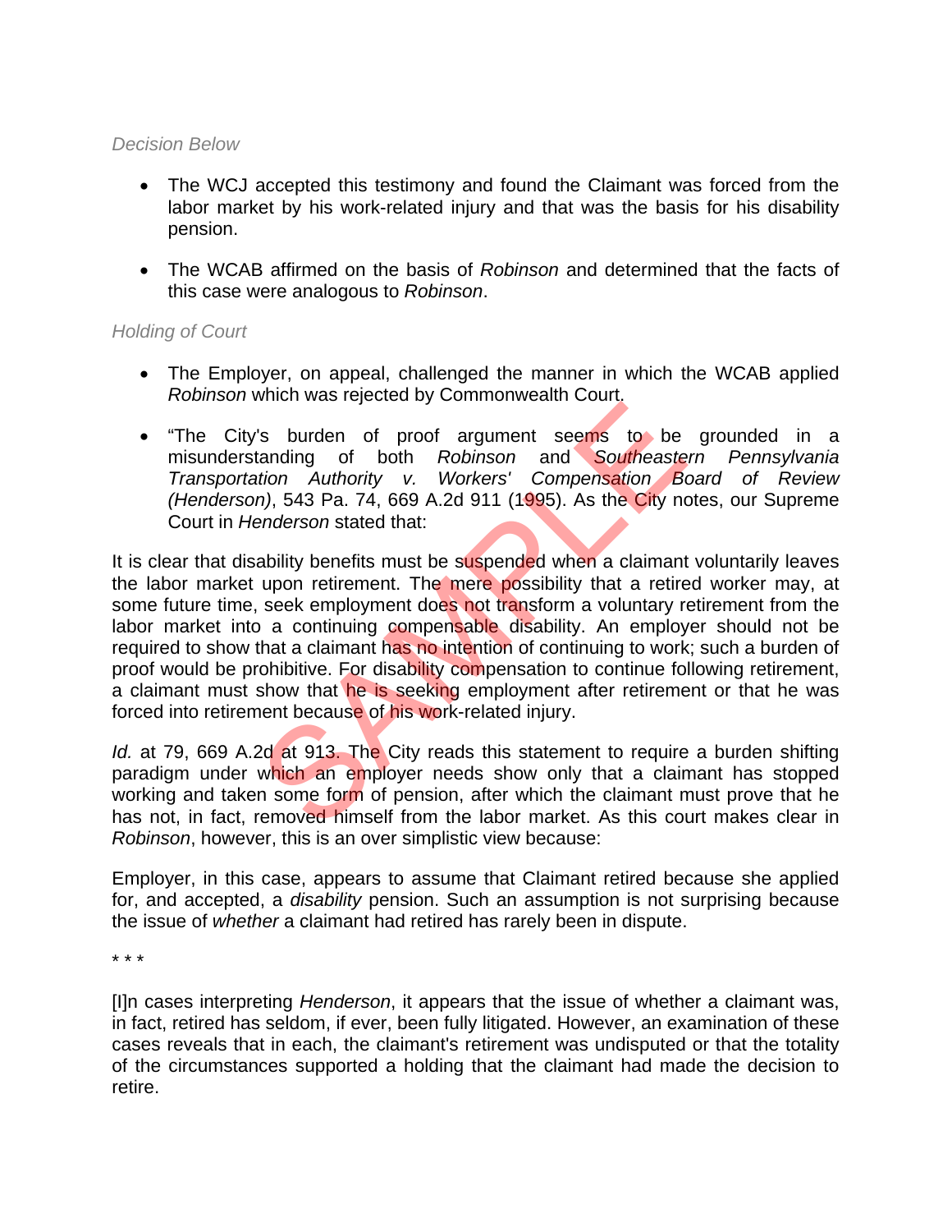*Decision Below*

- The WCJ accepted this testimony and found the Claimant was forced from the labor market by his work-related injury and that was the basis for his disability pension.

- The WCAB affirmed on the basis of *Robinson* and determined that the facts of this case were analogous to *Robinson*.

*Holding of Court*

- The Employer, on appeal, challenged the manner in which the WCAB applied *Robinson* which was rejected by Commonwealth Court.

- "The City's burden of proof argument seems to be grounded in a misunderstanding of both *Robinson* and *Southeastern Pennsylvania Transportation Authority v. Workers' Compensation Board of Review (Henderson)*, 543 Pa. 74, 669 A.2d 911 (1995). As the City notes, our Supreme Court in *Henderson* stated that:

It is clear that disability benefits must be suspended when a claimant voluntarily leaves the labor market upon retirement. The mere possibility that a retired worker may, at some future time, seek employment does not transform a voluntary retirement from the labor market into a continuing compensable disability. An employer should not be required to show that a claimant has no intention of continuing to work; such a burden of proof would be prohibitive. For disability compensation to continue following retirement, a claimant must show that he is seeking employment after retirement or that he was forced into retirement because of his work-related injury.

*Id.* at 79, 669 A.2d at 913. The City reads this statement to require a burden shifting paradigm under which an employer needs show only that a claimant has stopped working and taken some form of pension, after which the claimant must prove that he has not, in fact, removed himself from the labor market. As this court makes clear in *Robinson*, however, this is an over simplistic view because:

Employer, in this case, appears to assume that Claimant retired because she applied for, and accepted, a *disability* pension. Such an assumption is not surprising because the issue of *whether* a claimant had retired has rarely been in dispute.

* * *

[I]n cases interpreting *Henderson*, it appears that the issue of whether a claimant was, in fact, retired has seldom, if ever, been fully litigated. However, an examination of these cases reveals that in each, the claimant's retirement was undisputed or that the totality of the circumstances supported a holding that the claimant had made the decision to retire.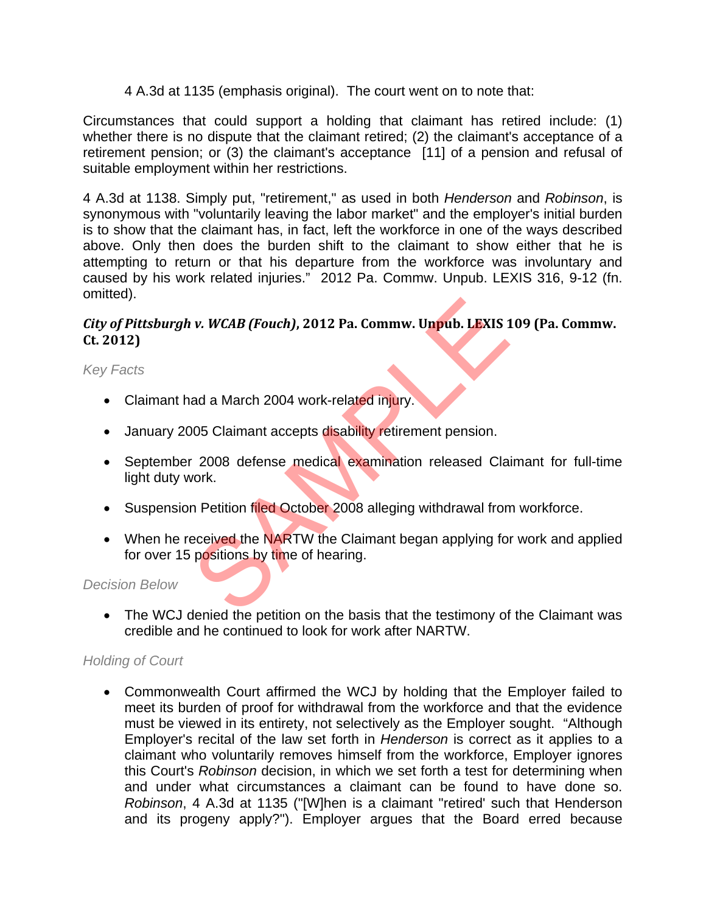4 A.3d at 1135 (emphasis original). The court went on to note that:

Circumstances that could support a holding that claimant has retired include: (1) whether there is no dispute that the claimant retired; (2) the claimant's acceptance of a retirement pension; or (3) the claimant's acceptance [11] of a pension and refusal of suitable employment within her restrictions.

4 A.3d at 1138. Simply put, "retirement," as used in both *Henderson* and *Robinson*, is synonymous with "voluntarily leaving the labor market" and the employer's initial burden is to show that the claimant has, in fact, left the workforce in one of the ways described above. Only then does the burden shift to the claimant to show either that he is attempting to return or that his departure from the workforce was involuntary and caused by his work related injuries." 2012 Pa. Commw. Unpub. LEXIS 316, 9-12 (fn. omitted).

### ***City of Pittsburgh v. WCAB (Fouch)*, 2012 Pa. Commw. Unpub. LEXIS 109 (Pa. Commw. Ct. 2012)**

*Key Facts*

- Claimant had a March 2004 work-related injury.
- January 2005 Claimant accepts disability retirement pension.
- September 2008 defense medical examination released Claimant for full-time light duty work.
- Suspension Petition filed October 2008 alleging withdrawal from workforce.
- When he received the NARTW the Claimant began applying for work and applied for over 15 positions by time of hearing.

*Decision Below*

- The WCJ denied the petition on the basis that the testimony of the Claimant was credible and he continued to look for work after NARTW.

*Holding of Court*

- Commonwealth Court affirmed the WCJ by holding that the Employer failed to meet its burden of proof for withdrawal from the workforce and that the evidence must be viewed in its entirety, not selectively as the Employer sought. "Although Employer's recital of the law set forth in *Henderson* is correct as it applies to a claimant who voluntarily removes himself from the workforce, Employer ignores this Court's *Robinson* decision, in which we set forth a test for determining when and under what circumstances a claimant can be found to have done so. *Robinson*, 4 A.3d at 1135 ("[W]hen is a claimant "retired' such that Henderson and its progeny apply?"). Employer argues that the Board erred because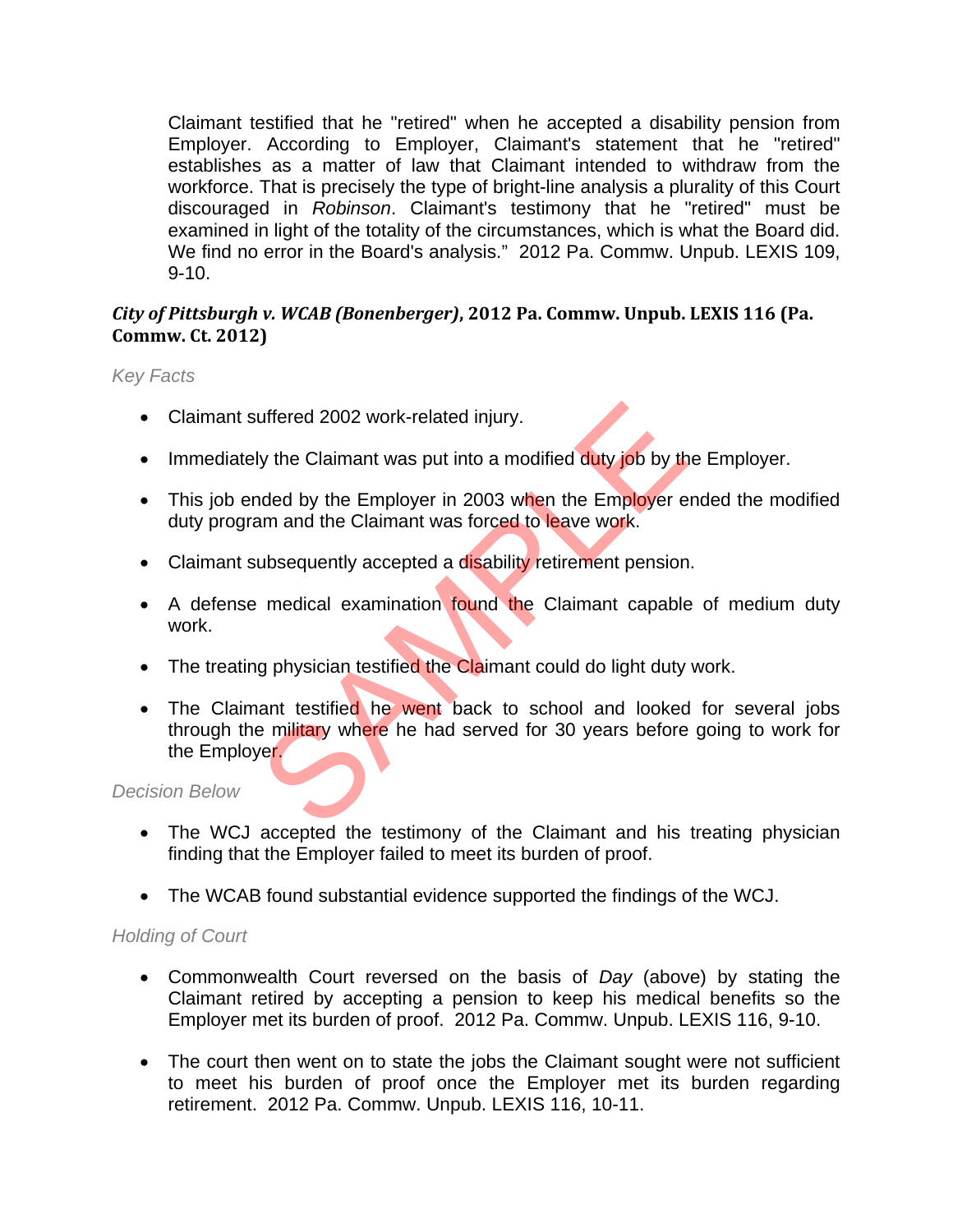Claimant testified that he "retired" when he accepted a disability pension from Employer. According to Employer, Claimant's statement that he "retired" establishes as a matter of law that Claimant intended to withdraw from the workforce. That is precisely the type of bright-line analysis a plurality of this Court discouraged in *Robinson*. Claimant's testimony that he "retired" must be examined in light of the totality of the circumstances, which is what the Board did. We find no error in the Board's analysis." 2012 Pa. Commw. Unpub. LEXIS 109, 9-10.

***City of Pittsburgh v. WCAB (Bonenberger)*, 2012 Pa. Commw. Unpub. LEXIS 116 (Pa. Commw. Ct. 2012)**

*Key Facts*

- Claimant suffered 2002 work-related injury.
- Immediately the Claimant was put into a modified duty job by the Employer.
- This job ended by the Employer in 2003 when the Employer ended the modified duty program and the Claimant was forced to leave work.
- Claimant subsequently accepted a disability retirement pension.
- A defense medical examination found the Claimant capable of medium duty work.
- The treating physician testified the Claimant could do light duty work.
- The Claimant testified he went back to school and looked for several jobs through the military where he had served for 30 years before going to work for the Employer.

*Decision Below*

- The WCJ accepted the testimony of the Claimant and his treating physician finding that the Employer failed to meet its burden of proof.
- The WCAB found substantial evidence supported the findings of the WCJ.

*Holding of Court*

- Commonwealth Court reversed on the basis of *Day* (above) by stating the Claimant retired by accepting a pension to keep his medical benefits so the Employer met its burden of proof. 2012 Pa. Commw. Unpub. LEXIS 116, 9-10.
- The court then went on to state the jobs the Claimant sought were not sufficient to meet his burden of proof once the Employer met its burden regarding retirement. 2012 Pa. Commw. Unpub. LEXIS 116, 10-11.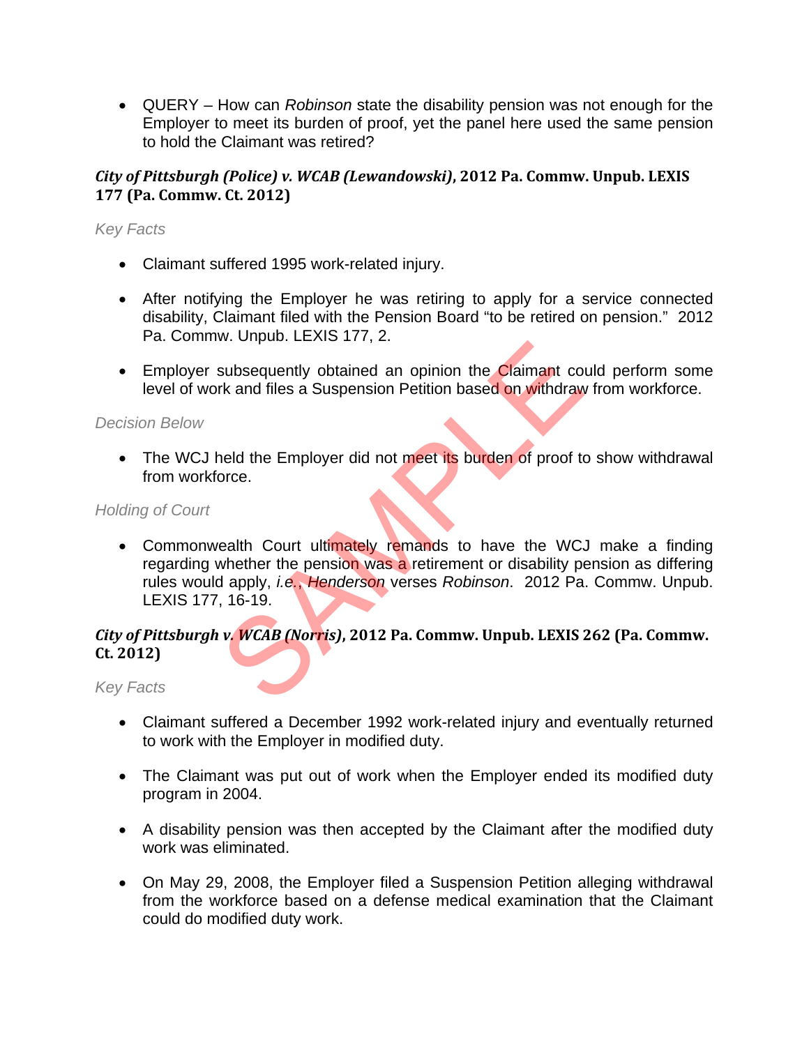- QUERY – How can *Robinson* state the disability pension was not enough for the Employer to meet its burden of proof, yet the panel here used the same pension to hold the Claimant was retired?

***City of Pittsburgh (Police) v. WCAB (Lewandowski)*, 2012 Pa. Commw. Unpub. LEXIS 177 (Pa. Commw. Ct. 2012)**

*Key Facts*

- Claimant suffered 1995 work-related injury.
- After notifying the Employer he was retiring to apply for a service connected disability, Claimant filed with the Pension Board "to be retired on pension." 2012 Pa. Commw. Unpub. LEXIS 177, 2.
- Employer subsequently obtained an opinion the Claimant could perform some level of work and files a Suspension Petition based on withdraw from workforce.

*Decision Below*

- The WCJ held the Employer did not meet its burden of proof to show withdrawal from workforce.

*Holding of Court*

- Commonwealth Court ultimately remands to have the WCJ make a finding regarding whether the pension was a retirement or disability pension as differing rules would apply, *i.e.*, *Henderson* verses *Robinson*. 2012 Pa. Commw. Unpub. LEXIS 177, 16-19.

***City of Pittsburgh v. WCAB (Norris)*, 2012 Pa. Commw. Unpub. LEXIS 262 (Pa. Commw. Ct. 2012)**

*Key Facts*

- Claimant suffered a December 1992 work-related injury and eventually returned to work with the Employer in modified duty.
- The Claimant was put out of work when the Employer ended its modified duty program in 2004.
- A disability pension was then accepted by the Claimant after the modified duty work was eliminated.
- On May 29, 2008, the Employer filed a Suspension Petition alleging withdrawal from the workforce based on a defense medical examination that the Claimant could do modified duty work.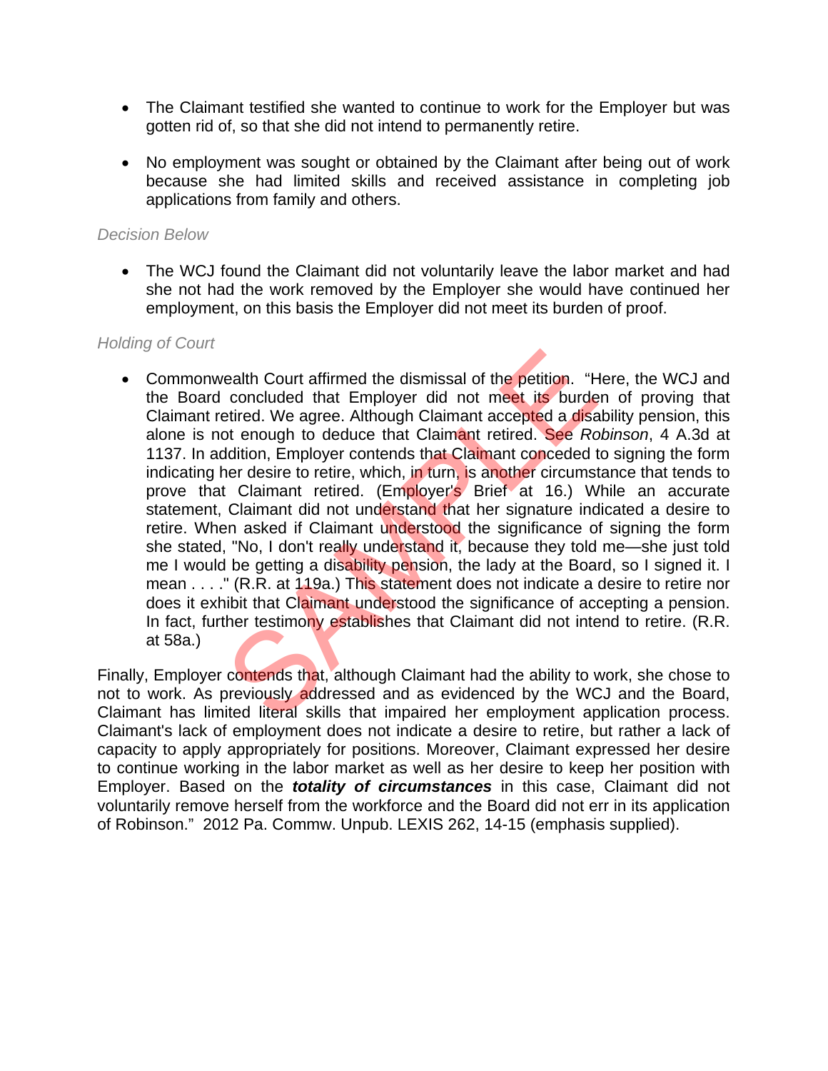- The Claimant testified she wanted to continue to work for the Employer but was gotten rid of, so that she did not intend to permanently retire.

- No employment was sought or obtained by the Claimant after being out of work because she had limited skills and received assistance in completing job applications from family and others.

*Decision Below*

- The WCJ found the Claimant did not voluntarily leave the labor market and had she not had the work removed by the Employer she would have continued her employment, on this basis the Employer did not meet its burden of proof.

*Holding of Court*

- Commonwealth Court affirmed the dismissal of the petition. "Here, the WCJ and the Board concluded that Employer did not meet its burden of proving that Claimant retired. We agree. Although Claimant accepted a disability pension, this alone is not enough to deduce that Claimant retired. See *Robinson*, 4 A.3d at 1137. In addition, Employer contends that Claimant conceded to signing the form indicating her desire to retire, which, in turn, is another circumstance that tends to prove that Claimant retired. (Employer's Brief at 16.) While an accurate statement, Claimant did not understand that her signature indicated a desire to retire. When asked if Claimant understood the significance of signing the form she stated, "No, I don't really understand it, because they told me—she just told me I would be getting a disability pension, the lady at the Board, so I signed it. I mean . . . ." (R.R. at 119a.) This statement does not indicate a desire to retire nor does it exhibit that Claimant understood the significance of accepting a pension. In fact, further testimony establishes that Claimant did not intend to retire. (R.R. at 58a.)

Finally, Employer contends that, although Claimant had the ability to work, she chose to not to work. As previously addressed and as evidenced by the WCJ and the Board, Claimant has limited literal skills that impaired her employment application process. Claimant's lack of employment does not indicate a desire to retire, but rather a lack of capacity to apply appropriately for positions. Moreover, Claimant expressed her desire to continue working in the labor market as well as her desire to keep her position with Employer. Based on the ***totality of circumstances*** in this case, Claimant did not voluntarily remove herself from the workforce and the Board did not err in its application of Robinson." 2012 Pa. Commw. Unpub. LEXIS 262, 14-15 (emphasis supplied).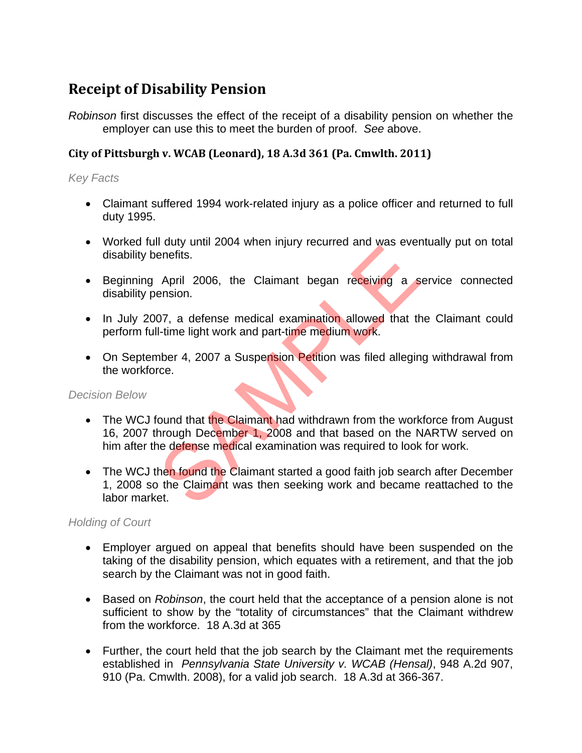## Receipt of Disability Pension

*Robinson* first discusses the effect of the receipt of a disability pension on whether the employer can use this to meet the burden of proof. *See* above.

### City of Pittsburgh v. WCAB (Leonard), 18 A.3d 361 (Pa. Cmwlth. 2011)

*Key Facts*

- Claimant suffered 1994 work-related injury as a police officer and returned to full duty 1995.
- Worked full duty until 2004 when injury recurred and was eventually put on total disability benefits.
- Beginning April 2006, the Claimant began receiving a service connected disability pension.
- In July 2007, a defense medical examination allowed that the Claimant could perform full-time light work and part-time medium work.
- On September 4, 2007 a Suspension Petition was filed alleging withdrawal from the workforce.

*Decision Below*

- The WCJ found that the Claimant had withdrawn from the workforce from August 16, 2007 through December 1, 2008 and that based on the NARTW served on him after the defense medical examination was required to look for work.
- The WCJ then found the Claimant started a good faith job search after December 1, 2008 so the Claimant was then seeking work and became reattached to the labor market.

*Holding of Court*

- Employer argued on appeal that benefits should have been suspended on the taking of the disability pension, which equates with a retirement, and that the job search by the Claimant was not in good faith.
- Based on *Robinson*, the court held that the acceptance of a pension alone is not sufficient to show by the "totality of circumstances" that the Claimant withdrew from the workforce. 18 A.3d at 365
- Further, the court held that the job search by the Claimant met the requirements established in *Pennsylvania State University v. WCAB (Hensal)*, 948 A.2d 907, 910 (Pa. Cmwlth. 2008), for a valid job search. 18 A.3d at 366-367.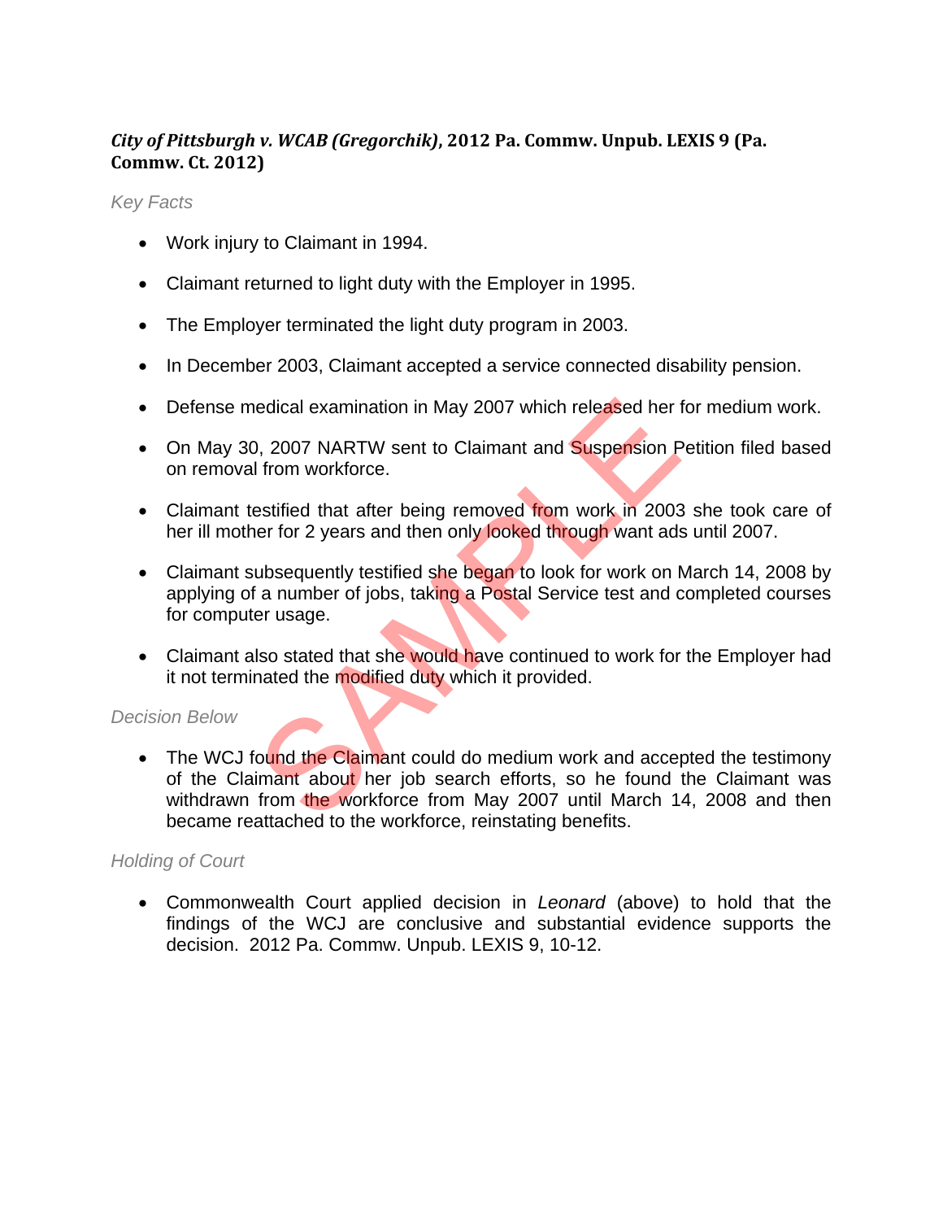***City of Pittsburgh v. WCAB (Gregorchik)*, 2012 Pa. Commw. Unpub. LEXIS 9 (Pa. Commw. Ct. 2012)**

*Key Facts*

- Work injury to Claimant in 1994.
- Claimant returned to light duty with the Employer in 1995.
- The Employer terminated the light duty program in 2003.
- In December 2003, Claimant accepted a service connected disability pension.
- Defense medical examination in May 2007 which released her for medium work.
- On May 30, 2007 NARTW sent to Claimant and Suspension Petition filed based on removal from workforce.
- Claimant testified that after being removed from work in 2003 she took care of her ill mother for 2 years and then only looked through want ads until 2007.
- Claimant subsequently testified she began to look for work on March 14, 2008 by applying of a number of jobs, taking a Postal Service test and completed courses for computer usage.
- Claimant also stated that she would have continued to work for the Employer had it not terminated the modified duty which it provided.

*Decision Below*

- The WCJ found the Claimant could do medium work and accepted the testimony of the Claimant about her job search efforts, so he found the Claimant was withdrawn from the workforce from May 2007 until March 14, 2008 and then became reattached to the workforce, reinstating benefits.

*Holding of Court*

- Commonwealth Court applied decision in *Leonard* (above) to hold that the findings of the WCJ are conclusive and substantial evidence supports the decision. 2012 Pa. Commw. Unpub. LEXIS 9, 10-12.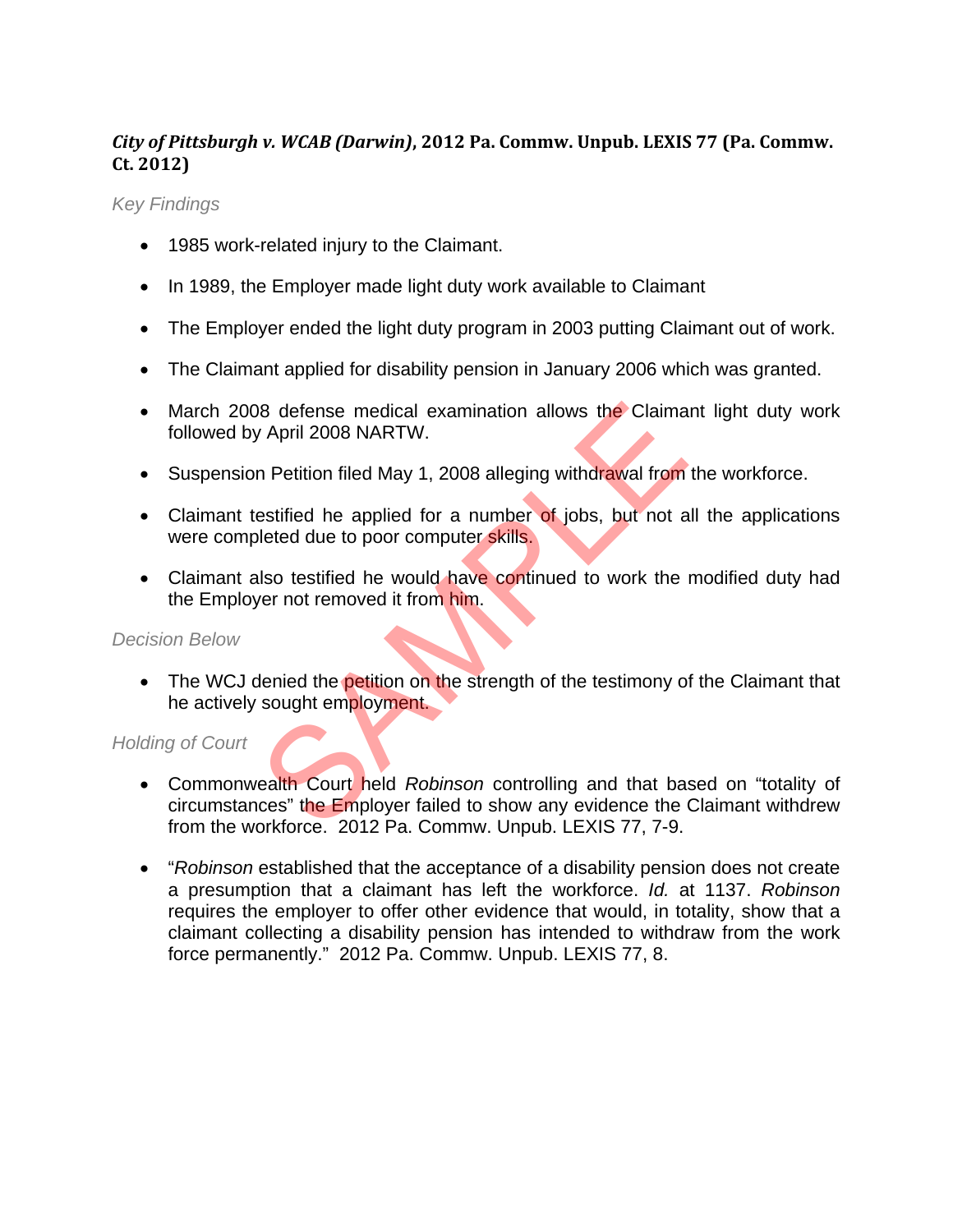***City of Pittsburgh v. WCAB (Darwin)*, 2012 Pa. Commw. Unpub. LEXIS 77 (Pa. Commw. Ct. 2012)**

*Key Findings*

- 1985 work-related injury to the Claimant.
- In 1989, the Employer made light duty work available to Claimant
- The Employer ended the light duty program in 2003 putting Claimant out of work.
- The Claimant applied for disability pension in January 2006 which was granted.
- March 2008 defense medical examination allows the Claimant light duty work followed by April 2008 NARTW.
- Suspension Petition filed May 1, 2008 alleging withdrawal from the workforce.
- Claimant testified he applied for a number of jobs, but not all the applications were completed due to poor computer skills.
- Claimant also testified he would have continued to work the modified duty had the Employer not removed it from him.

*Decision Below*

- The WCJ denied the petition on the strength of the testimony of the Claimant that he actively sought employment.

*Holding of Court*

- Commonwealth Court held *Robinson* controlling and that based on "totality of circumstances" the Employer failed to show any evidence the Claimant withdrew from the workforce. 2012 Pa. Commw. Unpub. LEXIS 77, 7-9.
- "*Robinson* established that the acceptance of a disability pension does not create a presumption that a claimant has left the workforce. *Id.* at 1137. *Robinson* requires the employer to offer other evidence that would, in totality, show that a claimant collecting a disability pension has intended to withdraw from the work force permanently." 2012 Pa. Commw. Unpub. LEXIS 77, 8.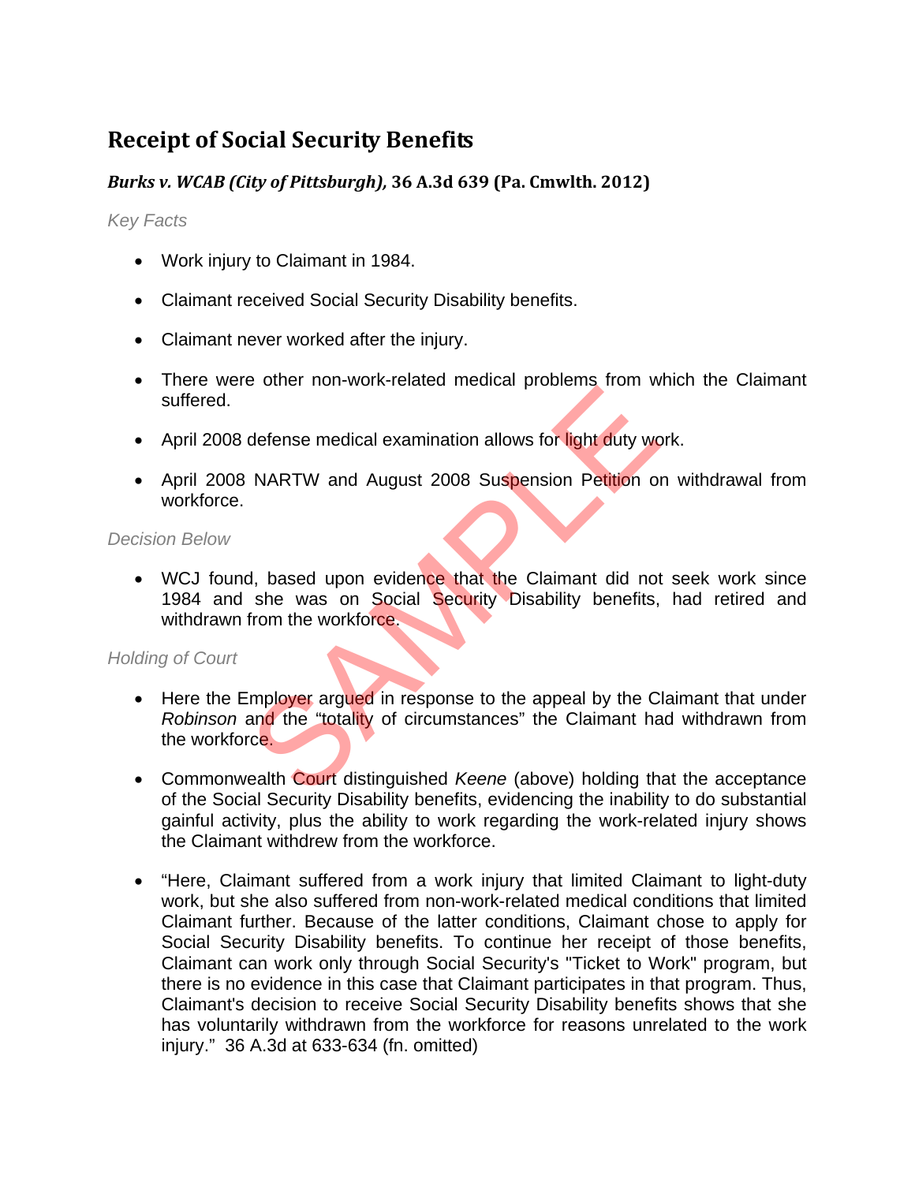## Receipt of Social Security Benefits

### *Burks v. WCAB (City of Pittsburgh),* 36 A.3d 639 (Pa. Cmwlth. 2012)

*Key Facts*

- Work injury to Claimant in 1984.
- Claimant received Social Security Disability benefits.
- Claimant never worked after the injury.
- There were other non-work-related medical problems from which the Claimant suffered.
- April 2008 defense medical examination allows for light duty work.
- April 2008 NARTW and August 2008 Suspension Petition on withdrawal from workforce.

*Decision Below*

- WCJ found, based upon evidence that the Claimant did not seek work since 1984 and she was on Social Security Disability benefits, had retired and withdrawn from the workforce.

*Holding of Court*

- Here the Employer argued in response to the appeal by the Claimant that under *Robinson* and the "totality of circumstances" the Claimant had withdrawn from the workforce.
- Commonwealth Court distinguished *Keene* (above) holding that the acceptance of the Social Security Disability benefits, evidencing the inability to do substantial gainful activity, plus the ability to work regarding the work-related injury shows the Claimant withdrew from the workforce.
- "Here, Claimant suffered from a work injury that limited Claimant to light-duty work, but she also suffered from non-work-related medical conditions that limited Claimant further. Because of the latter conditions, Claimant chose to apply for Social Security Disability benefits. To continue her receipt of those benefits, Claimant can work only through Social Security's "Ticket to Work" program, but there is no evidence in this case that Claimant participates in that program. Thus, Claimant's decision to receive Social Security Disability benefits shows that she has voluntarily withdrawn from the workforce for reasons unrelated to the work injury." 36 A.3d at 633-634 (fn. omitted)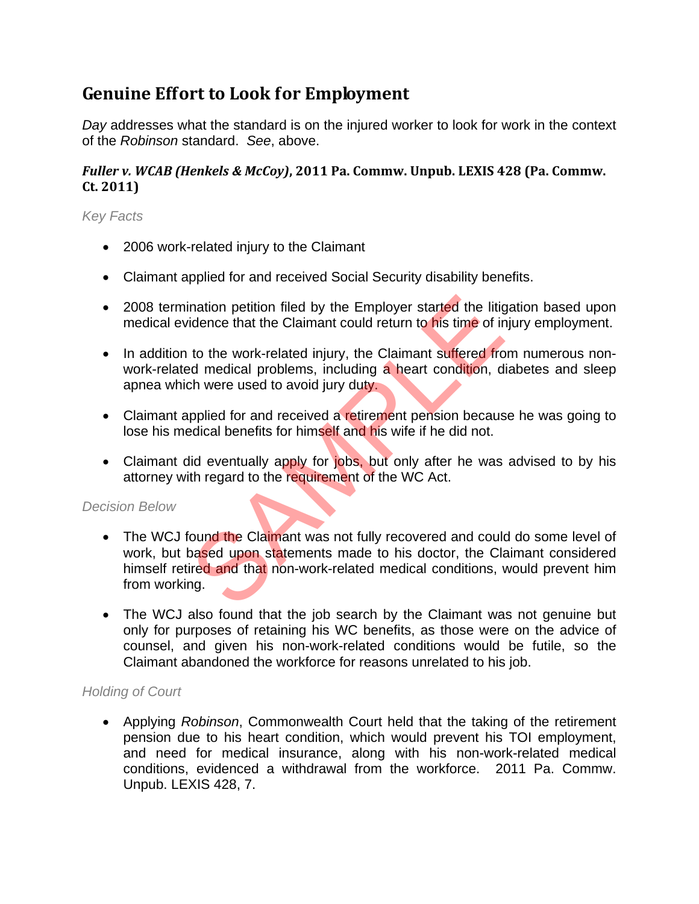## Genuine Effort to Look for Employment

*Day* addresses what the standard is on the injured worker to look for work in the context of the *Robinson* standard. *See*, above.

***Fuller v. WCAB (Henkels & McCoy)*, 2011 Pa. Commw. Unpub. LEXIS 428 (Pa. Commw. Ct. 2011)**

*Key Facts*

- 2006 work-related injury to the Claimant
- Claimant applied for and received Social Security disability benefits.
- 2008 termination petition filed by the Employer started the litigation based upon medical evidence that the Claimant could return to his time of injury employment.
- In addition to the work-related injury, the Claimant suffered from numerous non-work-related medical problems, including a heart condition, diabetes and sleep apnea which were used to avoid jury duty.
- Claimant applied for and received a retirement pension because he was going to lose his medical benefits for himself and his wife if he did not.
- Claimant did eventually apply for jobs, but only after he was advised to by his attorney with regard to the requirement of the WC Act.

*Decision Below*

- The WCJ found the Claimant was not fully recovered and could do some level of work, but based upon statements made to his doctor, the Claimant considered himself retired and that non-work-related medical conditions, would prevent him from working.
- The WCJ also found that the job search by the Claimant was not genuine but only for purposes of retaining his WC benefits, as those were on the advice of counsel, and given his non-work-related conditions would be futile, so the Claimant abandoned the workforce for reasons unrelated to his job.

*Holding of Court*

- Applying *Robinson*, Commonwealth Court held that the taking of the retirement pension due to his heart condition, which would prevent his TOI employment, and need for medical insurance, along with his non-work-related medical conditions, evidenced a withdrawal from the workforce. 2011 Pa. Commw. Unpub. LEXIS 428, 7.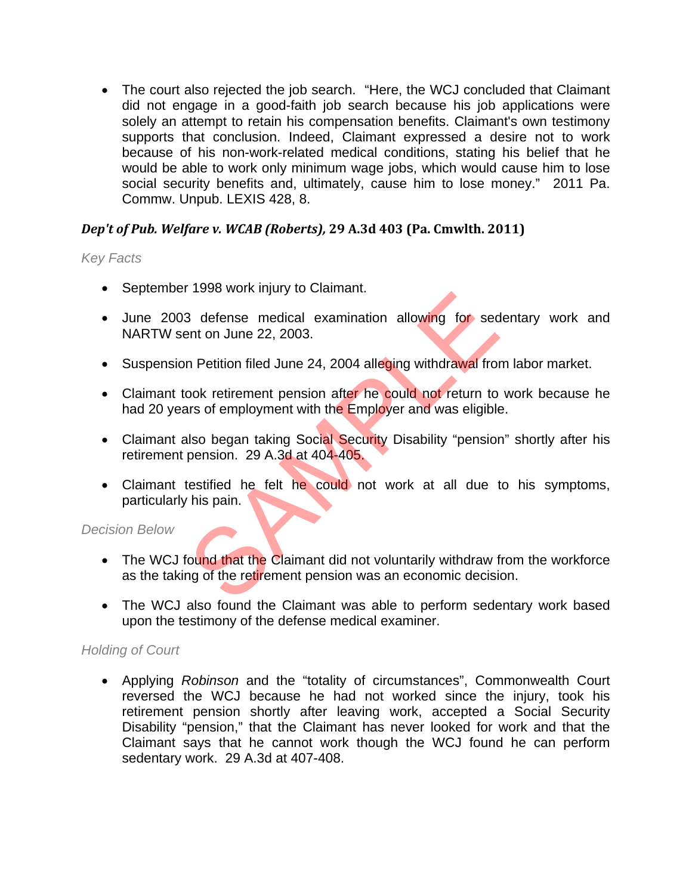- The court also rejected the job search. "Here, the WCJ concluded that Claimant did not engage in a good-faith job search because his job applications were solely an attempt to retain his compensation benefits. Claimant's own testimony supports that conclusion. Indeed, Claimant expressed a desire not to work because of his non-work-related medical conditions, stating his belief that he would be able to work only minimum wage jobs, which would cause him to lose social security benefits and, ultimately, cause him to lose money." 2011 Pa. Commw. Unpub. LEXIS 428, 8.

### *Dep't of Pub. Welfare v. WCAB (Roberts)*, 29 A.3d 403 (Pa. Cmwlth. 2011)

*Key Facts*

- September 1998 work injury to Claimant.
- June 2003 defense medical examination allowing for sedentary work and NARTW sent on June 22, 2003.
- Suspension Petition filed June 24, 2004 alleging withdrawal from labor market.
- Claimant took retirement pension after he could not return to work because he had 20 years of employment with the Employer and was eligible.
- Claimant also began taking Social Security Disability "pension" shortly after his retirement pension. 29 A.3d at 404-405.
- Claimant testified he felt he could not work at all due to his symptoms, particularly his pain.

*Decision Below*

- The WCJ found that the Claimant did not voluntarily withdraw from the workforce as the taking of the retirement pension was an economic decision.
- The WCJ also found the Claimant was able to perform sedentary work based upon the testimony of the defense medical examiner.

*Holding of Court*

- Applying *Robinson* and the "totality of circumstances", Commonwealth Court reversed the WCJ because he had not worked since the injury, took his retirement pension shortly after leaving work, accepted a Social Security Disability "pension," that the Claimant has never looked for work and that the Claimant says that he cannot work though the WCJ found he can perform sedentary work. 29 A.3d at 407-408.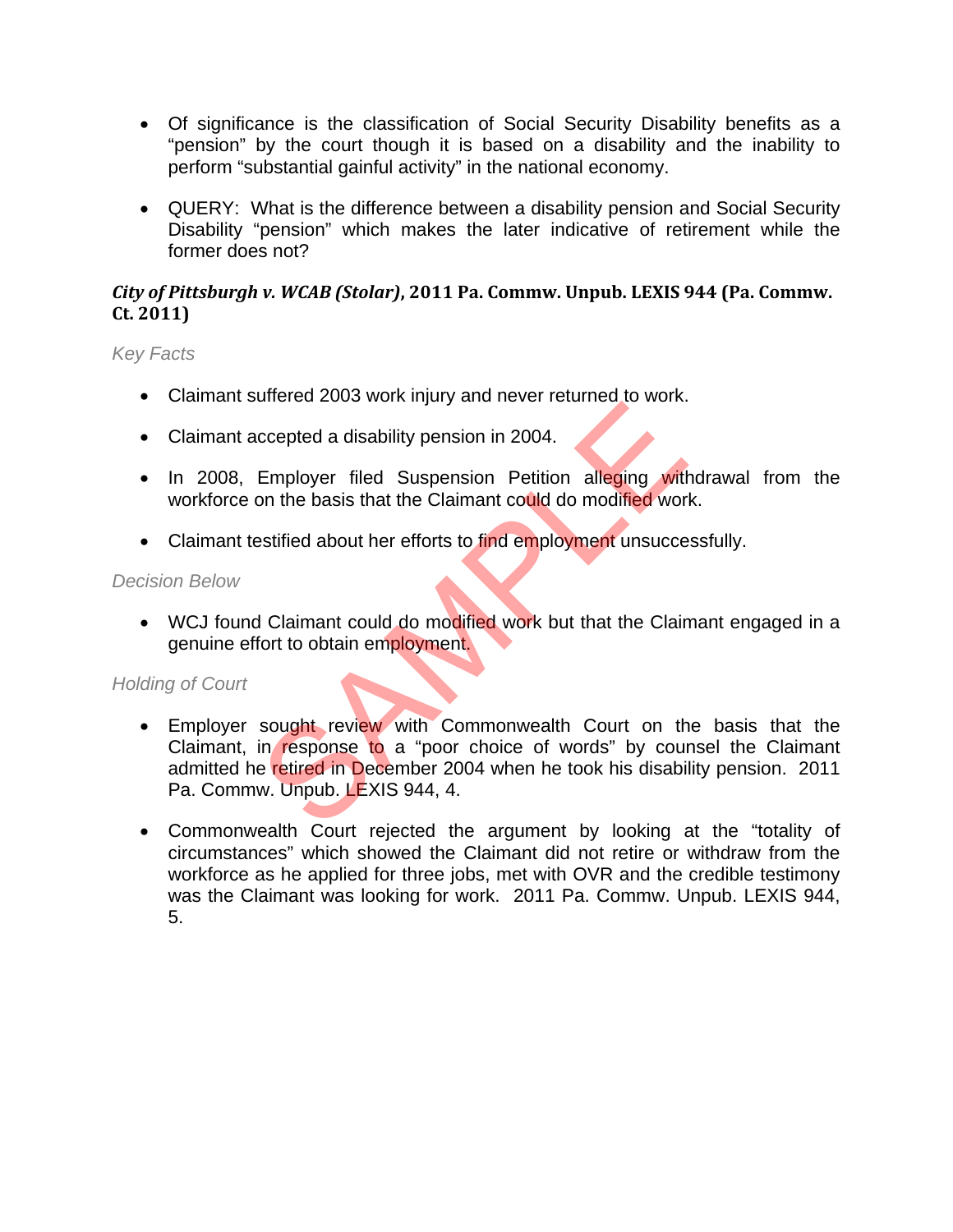- Of significance is the classification of Social Security Disability benefits as a "pension" by the court though it is based on a disability and the inability to perform "substantial gainful activity" in the national economy.

- QUERY: What is the difference between a disability pension and Social Security Disability "pension" which makes the later indicative of retirement while the former does not?

### *City of Pittsburgh v. WCAB (Stolar)*, 2011 Pa. Commw. Unpub. LEXIS 944 (Pa. Commw. Ct. 2011)

*Key Facts*

- Claimant suffered 2003 work injury and never returned to work.

- Claimant accepted a disability pension in 2004.

- In 2008, Employer filed Suspension Petition alleging withdrawal from the workforce on the basis that the Claimant could do modified work.

- Claimant testified about her efforts to find employment unsuccessfully.

*Decision Below*

- WCJ found Claimant could do modified work but that the Claimant engaged in a genuine effort to obtain employment.

*Holding of Court*

- Employer sought review with Commonwealth Court on the basis that the Claimant, in response to a "poor choice of words" by counsel the Claimant admitted he retired in December 2004 when he took his disability pension. 2011 Pa. Commw. Unpub. LEXIS 944, 4.

- Commonwealth Court rejected the argument by looking at the "totality of circumstances" which showed the Claimant did not retire or withdraw from the workforce as he applied for three jobs, met with OVR and the credible testimony was the Claimant was looking for work. 2011 Pa. Commw. Unpub. LEXIS 944, 5.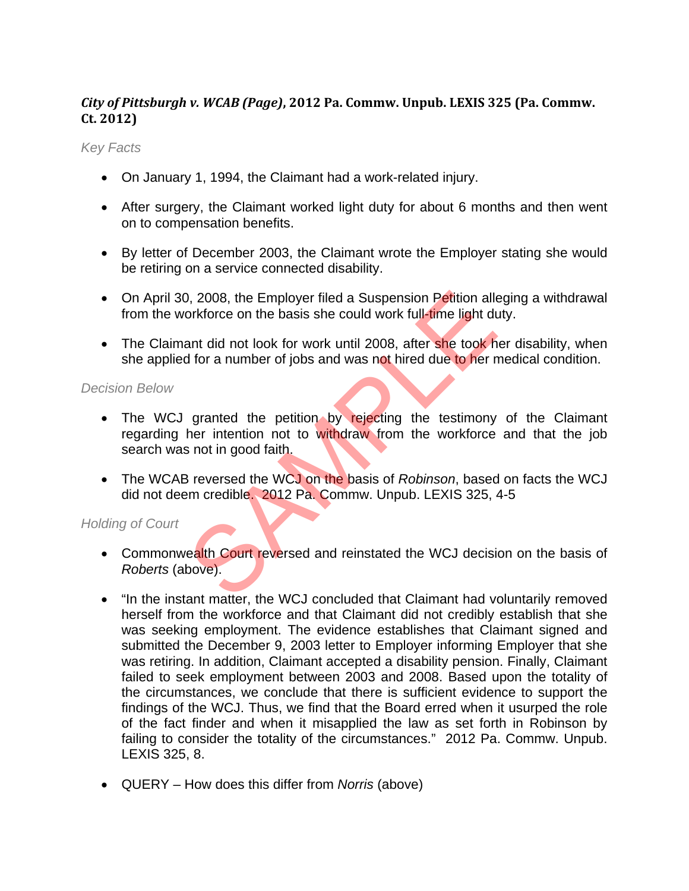***City of Pittsburgh v. WCAB (Page),* 2012 Pa. Commw. Unpub. LEXIS 325 (Pa. Commw. Ct. 2012)**

*Key Facts*

- On January 1, 1994, the Claimant had a work-related injury.
- After surgery, the Claimant worked light duty for about 6 months and then went on to compensation benefits.
- By letter of December 2003, the Claimant wrote the Employer stating she would be retiring on a service connected disability.
- On April 30, 2008, the Employer filed a Suspension Petition alleging a withdrawal from the workforce on the basis she could work full-time light duty.
- The Claimant did not look for work until 2008, after she took her disability, when she applied for a number of jobs and was not hired due to her medical condition.

*Decision Below*

- The WCJ granted the petition by rejecting the testimony of the Claimant regarding her intention not to withdraw from the workforce and that the job search was not in good faith.
- The WCAB reversed the WCJ on the basis of *Robinson*, based on facts the WCJ did not deem credible. 2012 Pa. Commw. Unpub. LEXIS 325, 4-5

*Holding of Court*

- Commonwealth Court reversed and reinstated the WCJ decision on the basis of *Roberts* (above).
- "In the instant matter, the WCJ concluded that Claimant had voluntarily removed herself from the workforce and that Claimant did not credibly establish that she was seeking employment. The evidence establishes that Claimant signed and submitted the December 9, 2003 letter to Employer informing Employer that she was retiring. In addition, Claimant accepted a disability pension. Finally, Claimant failed to seek employment between 2003 and 2008. Based upon the totality of the circumstances, we conclude that there is sufficient evidence to support the findings of the WCJ. Thus, we find that the Board erred when it usurped the role of the fact finder and when it misapplied the law as set forth in Robinson by failing to consider the totality of the circumstances." 2012 Pa. Commw. Unpub. LEXIS 325, 8.
- QUERY – How does this differ from *Norris* (above)